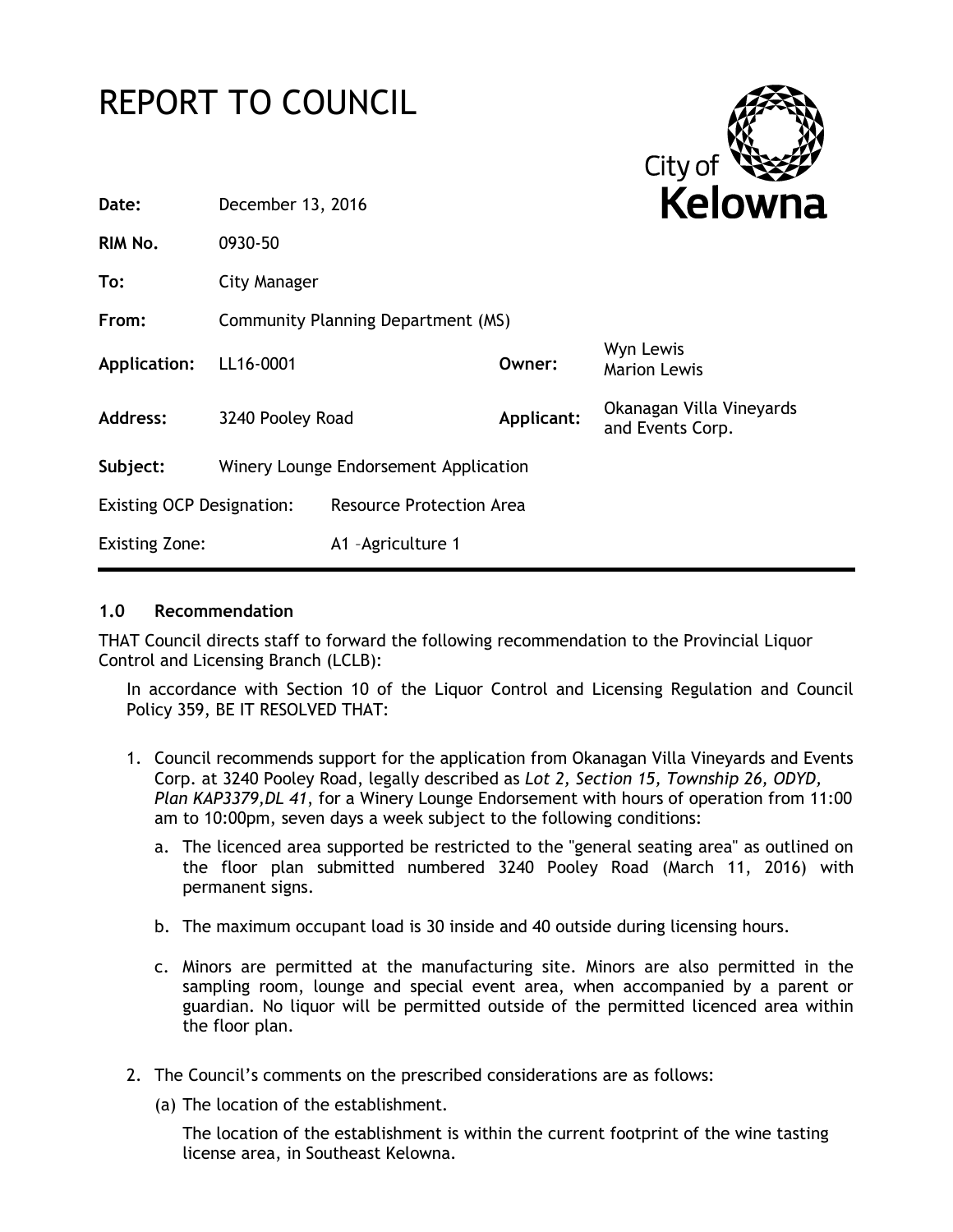# REPORT TO COUNCIL

| | | | |
|---|---|---|---|
| **Date:** | December 13, 2016 | | |
| **RIM No.** | 0930-50 | | |
| **To:** | City Manager | | |
| **From:** | Community Planning Department (MS) | | |
| **Application:** | LL16-0001 | **Owner:** | Wyn Lewis<br>Marion Lewis |
| **Address:** | 3240 Pooley Road | **Applicant:** | Okanagan Villa Vineyards and Events Corp. |
| **Subject:** | Winery Lounge Endorsement Application | | |
| Existing OCP Designation: | Resource Protection Area | | |
| Existing Zone: | A1 –Agriculture 1 | | |

## 1.0 Recommendation

THAT Council directs staff to forward the following recommendation to the Provincial Liquor Control and Licensing Branch (LCLB):

In accordance with Section 10 of the Liquor Control and Licensing Regulation and Council Policy 359, BE IT RESOLVED THAT:

1. Council recommends support for the application from Okanagan Villa Vineyards and Events Corp. at 3240 Pooley Road, legally described as *Lot 2, Section 15, Township 26, ODYD, Plan KAP3379,DL 41*, for a Winery Lounge Endorsement with hours of operation from 11:00 am to 10:00pm, seven days a week subject to the following conditions:
   a. The licenced area supported be restricted to the "general seating area" as outlined on the floor plan submitted numbered 3240 Pooley Road (March 11, 2016) with permanent signs.
   b. The maximum occupant load is 30 inside and 40 outside during licensing hours.
   c. Minors are permitted at the manufacturing site. Minors are also permitted in the sampling room, lounge and special event area, when accompanied by a parent or guardian. No liquor will be permitted outside of the permitted licenced area within the floor plan.

2. The Council's comments on the prescribed considerations are as follows:
   (a) The location of the establishment.

   The location of the establishment is within the current footprint of the wine tasting license area, in Southeast Kelowna.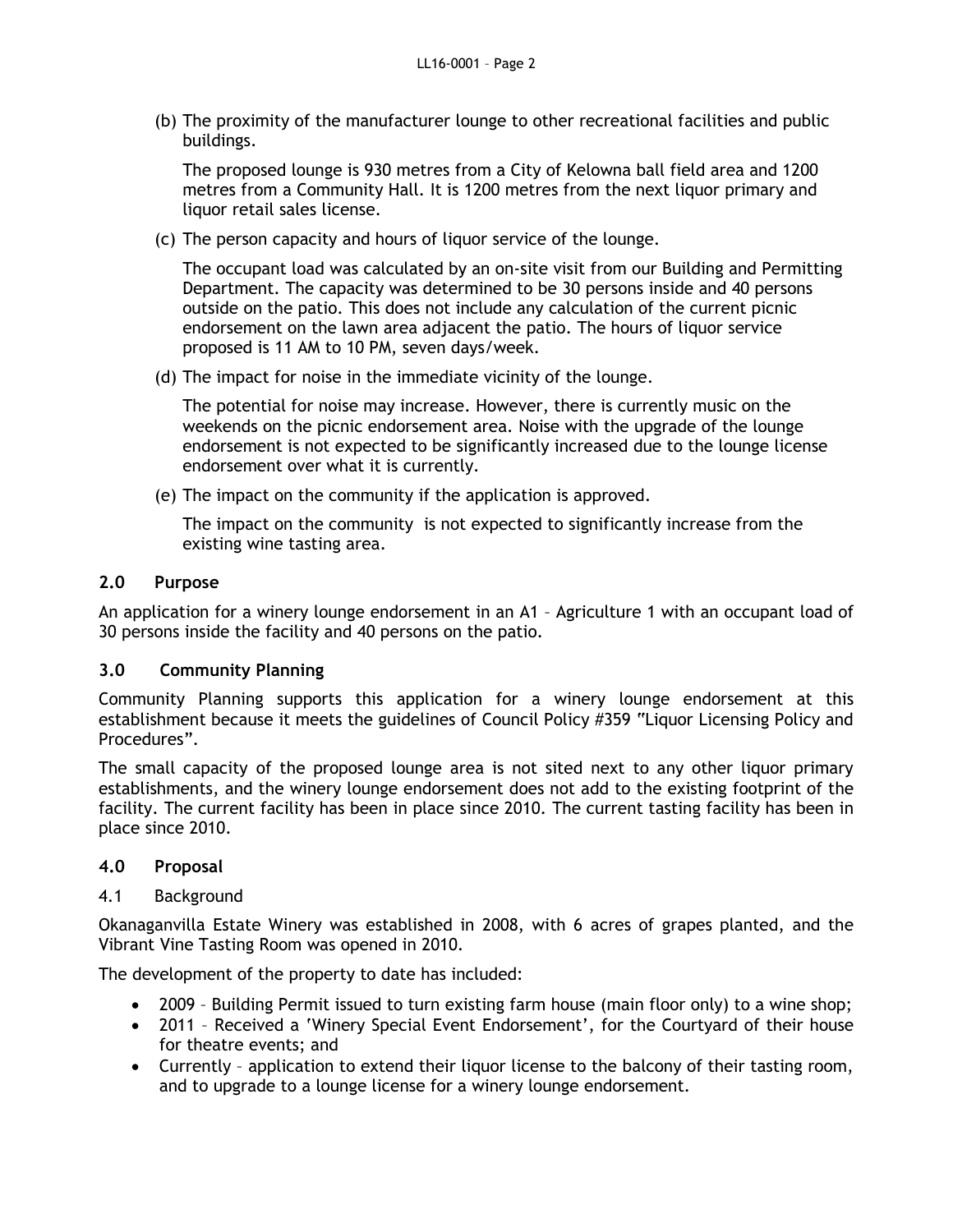(b) The proximity of the manufacturer lounge to other recreational facilities and public buildings.

The proposed lounge is 930 metres from a City of Kelowna ball field area and 1200 metres from a Community Hall. It is 1200 metres from the next liquor primary and liquor retail sales license.

(c) The person capacity and hours of liquor service of the lounge.

The occupant load was calculated by an on-site visit from our Building and Permitting Department. The capacity was determined to be 30 persons inside and 40 persons outside on the patio. This does not include any calculation of the current picnic endorsement on the lawn area adjacent the patio. The hours of liquor service proposed is 11 AM to 10 PM, seven days/week.

(d) The impact for noise in the immediate vicinity of the lounge.

The potential for noise may increase. However, there is currently music on the weekends on the picnic endorsement area. Noise with the upgrade of the lounge endorsement is not expected to be significantly increased due to the lounge license endorsement over what it is currently.

(e) The impact on the community if the application is approved.

The impact on the community is not expected to significantly increase from the existing wine tasting area.

## 2.0 Purpose

An application for a winery lounge endorsement in an A1 – Agriculture 1 with an occupant load of 30 persons inside the facility and 40 persons on the patio.

## 3.0 Community Planning

Community Planning supports this application for a winery lounge endorsement at this establishment because it meets the guidelines of Council Policy #359 "Liquor Licensing Policy and Procedures".

The small capacity of the proposed lounge area is not sited next to any other liquor primary establishments, and the winery lounge endorsement does not add to the existing footprint of the facility. The current facility has been in place since 2010. The current tasting facility has been in place since 2010.

## 4.0 Proposal

### 4.1 Background

Okanaganvilla Estate Winery was established in 2008, with 6 acres of grapes planted, and the Vibrant Vine Tasting Room was opened in 2010.

The development of the property to date has included:

- 2009 – Building Permit issued to turn existing farm house (main floor only) to a wine shop;
- 2011 – Received a 'Winery Special Event Endorsement', for the Courtyard of their house for theatre events; and
- Currently – application to extend their liquor license to the balcony of their tasting room, and to upgrade to a lounge license for a winery lounge endorsement.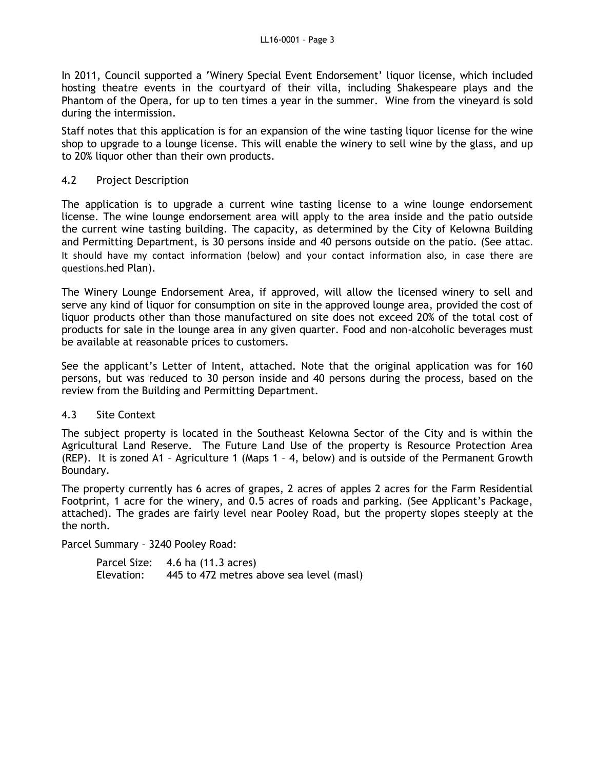In 2011, Council supported a 'Winery Special Event Endorsement' liquor license, which included hosting theatre events in the courtyard of their villa, including Shakespeare plays and the Phantom of the Opera, for up to ten times a year in the summer. Wine from the vineyard is sold during the intermission.

Staff notes that this application is for an expansion of the wine tasting liquor license for the wine shop to upgrade to a lounge license. This will enable the winery to sell wine by the glass, and up to 20% liquor other than their own products.

4.2 Project Description

The application is to upgrade a current wine tasting license to a wine lounge endorsement license. The wine lounge endorsement area will apply to the area inside and the patio outside the current wine tasting building. The capacity, as determined by the City of Kelowna Building and Permitting Department, is 30 persons inside and 40 persons outside on the patio. (See attac. It should have my contact information (below) and your contact information also, in case there are questions.hed Plan).

The Winery Lounge Endorsement Area, if approved, will allow the licensed winery to sell and serve any kind of liquor for consumption on site in the approved lounge area, provided the cost of liquor products other than those manufactured on site does not exceed 20% of the total cost of products for sale in the lounge area in any given quarter. Food and non-alcoholic beverages must be available at reasonable prices to customers.

See the applicant's Letter of Intent, attached. Note that the original application was for 160 persons, but was reduced to 30 person inside and 40 persons during the process, based on the review from the Building and Permitting Department.

4.3 Site Context

The subject property is located in the Southeast Kelowna Sector of the City and is within the Agricultural Land Reserve. The Future Land Use of the property is Resource Protection Area (REP). It is zoned A1 – Agriculture 1 (Maps 1 – 4, below) and is outside of the Permanent Growth Boundary.

The property currently has 6 acres of grapes, 2 acres of apples 2 acres for the Farm Residential Footprint, 1 acre for the winery, and 0.5 acres of roads and parking. (See Applicant's Package, attached). The grades are fairly level near Pooley Road, but the property slopes steeply at the the north.

Parcel Summary – 3240 Pooley Road:

Parcel Size: 4.6 ha (11.3 acres)
Elevation: 445 to 472 metres above sea level (masl)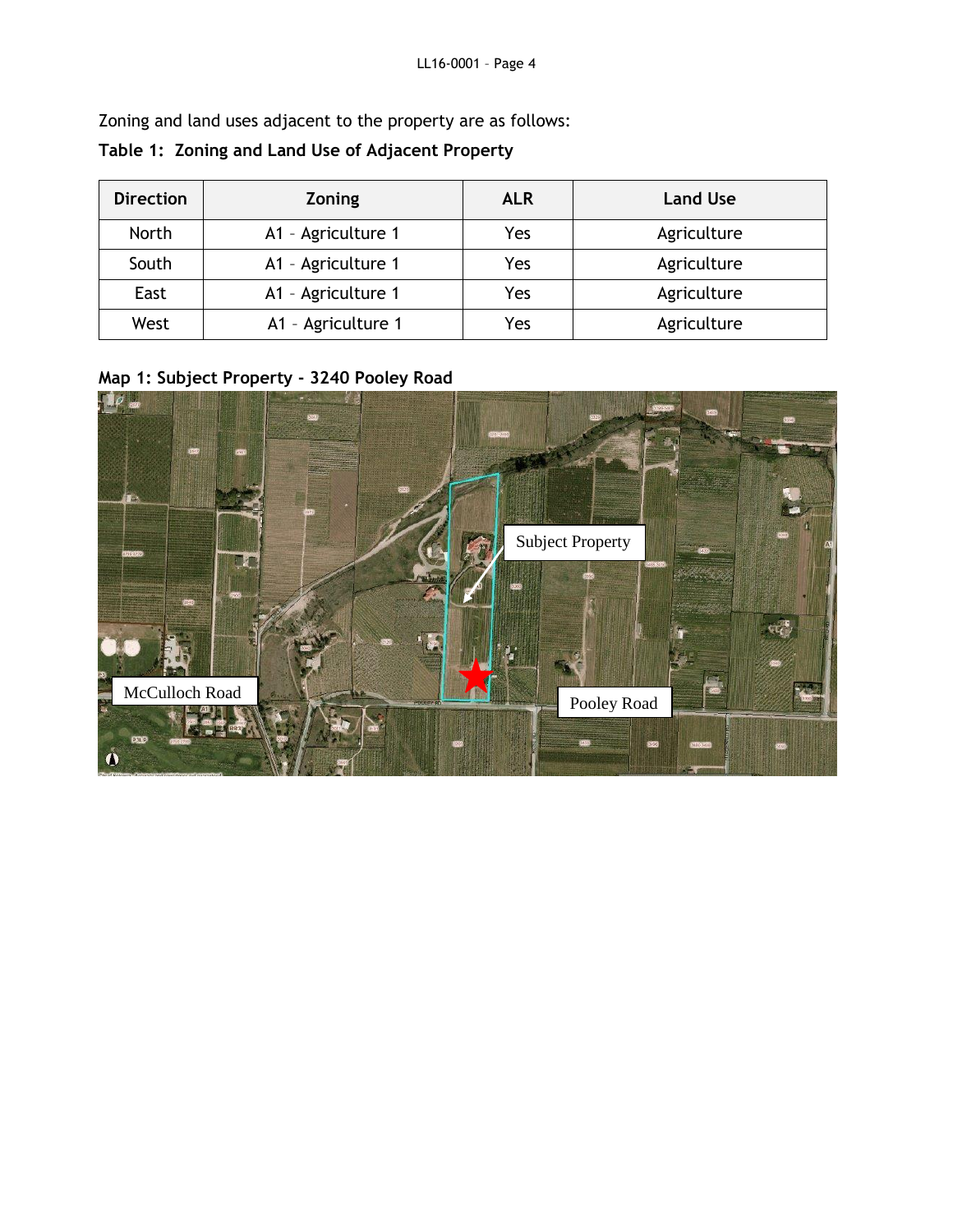Zoning and land uses adjacent to the property are as follows:

**Table 1: Zoning and Land Use of Adjacent Property**

| Direction | Zoning | ALR | Land Use |
|---|---|---|---|
| North | A1 – Agriculture 1 | Yes | Agriculture |
| South | A1 – Agriculture 1 | Yes | Agriculture |
| East | A1 – Agriculture 1 | Yes | Agriculture |
| West | A1 – Agriculture 1 | Yes | Agriculture |

**Map 1: Subject Property - 3240 Pooley Road**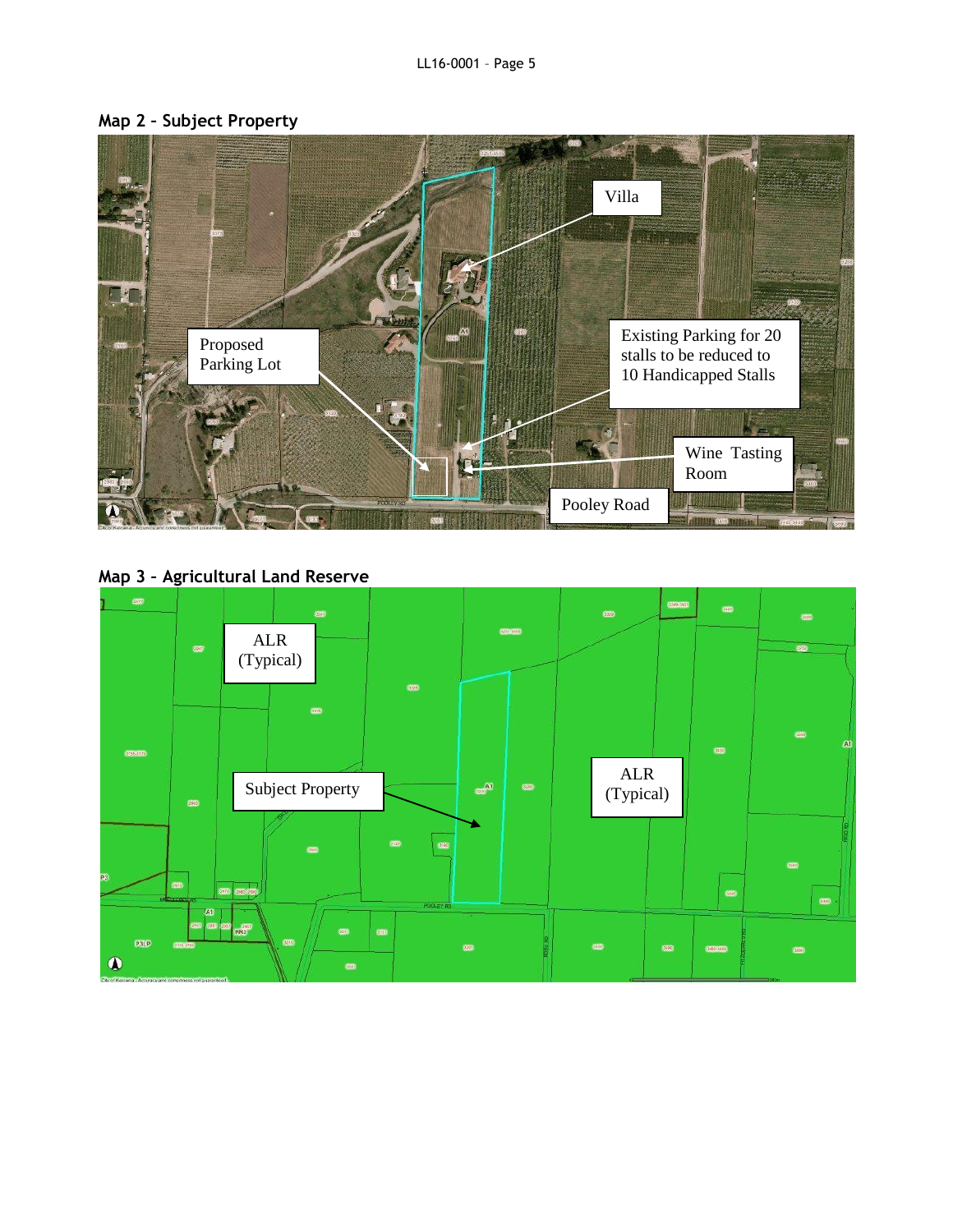**Map 2 – Subject Property**

Villa

Proposed Parking Lot

Existing Parking for 20 stalls to be reduced to 10 Handicapped Stalls

Wine Tasting Room

Pooley Road

**Map 3 – Agricultural Land Reserve**

ALR (Typical)

Subject Property

ALR (Typical)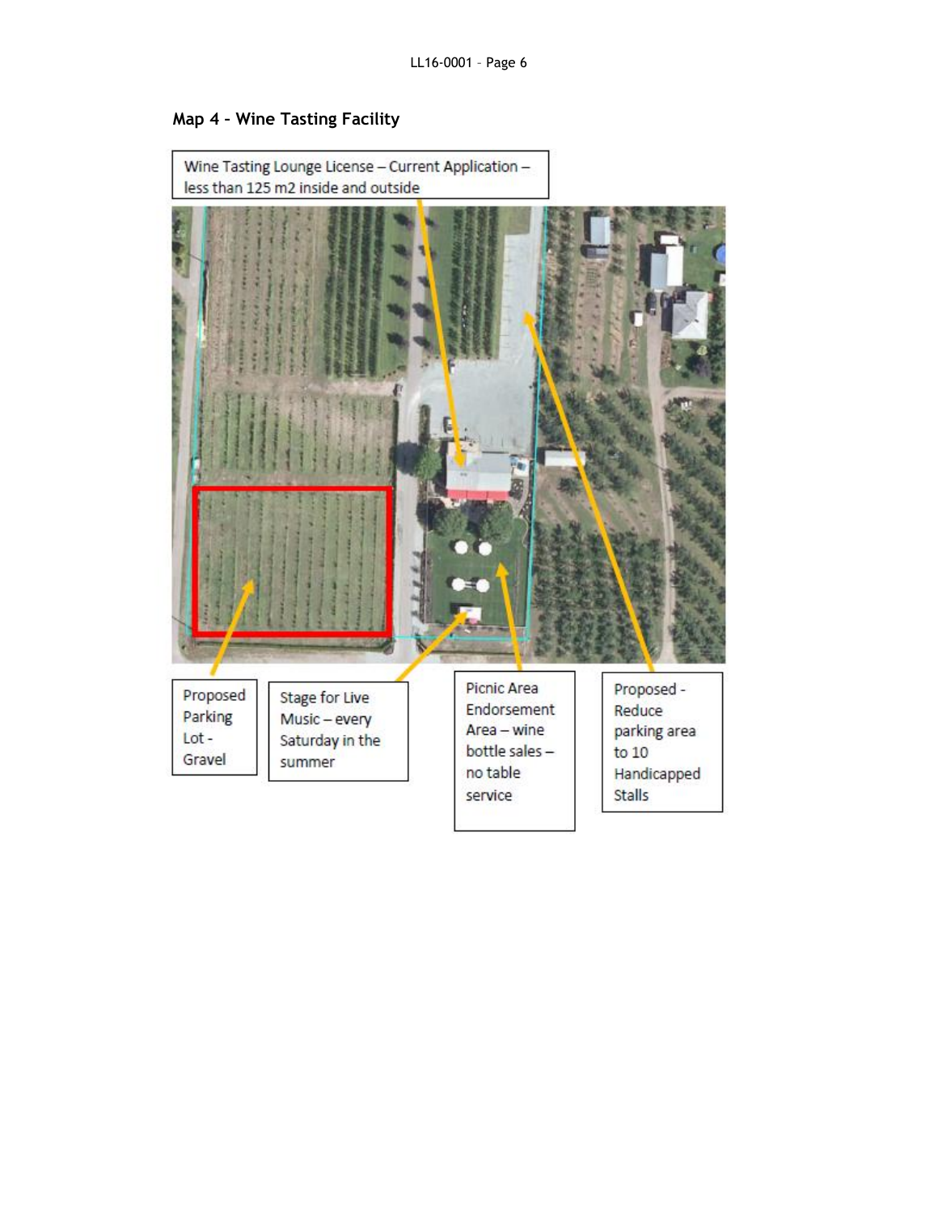## Map 4 – Wine Tasting Facility

Wine Tasting Lounge License – Current Application – less than 125 m2 inside and outside

Proposed Parking Lot - Gravel

Stage for Live Music – every Saturday in the summer

Picnic Area Endorsement Area – wine bottle sales – no table service

Proposed - Reduce parking area to 10 Handicapped Stalls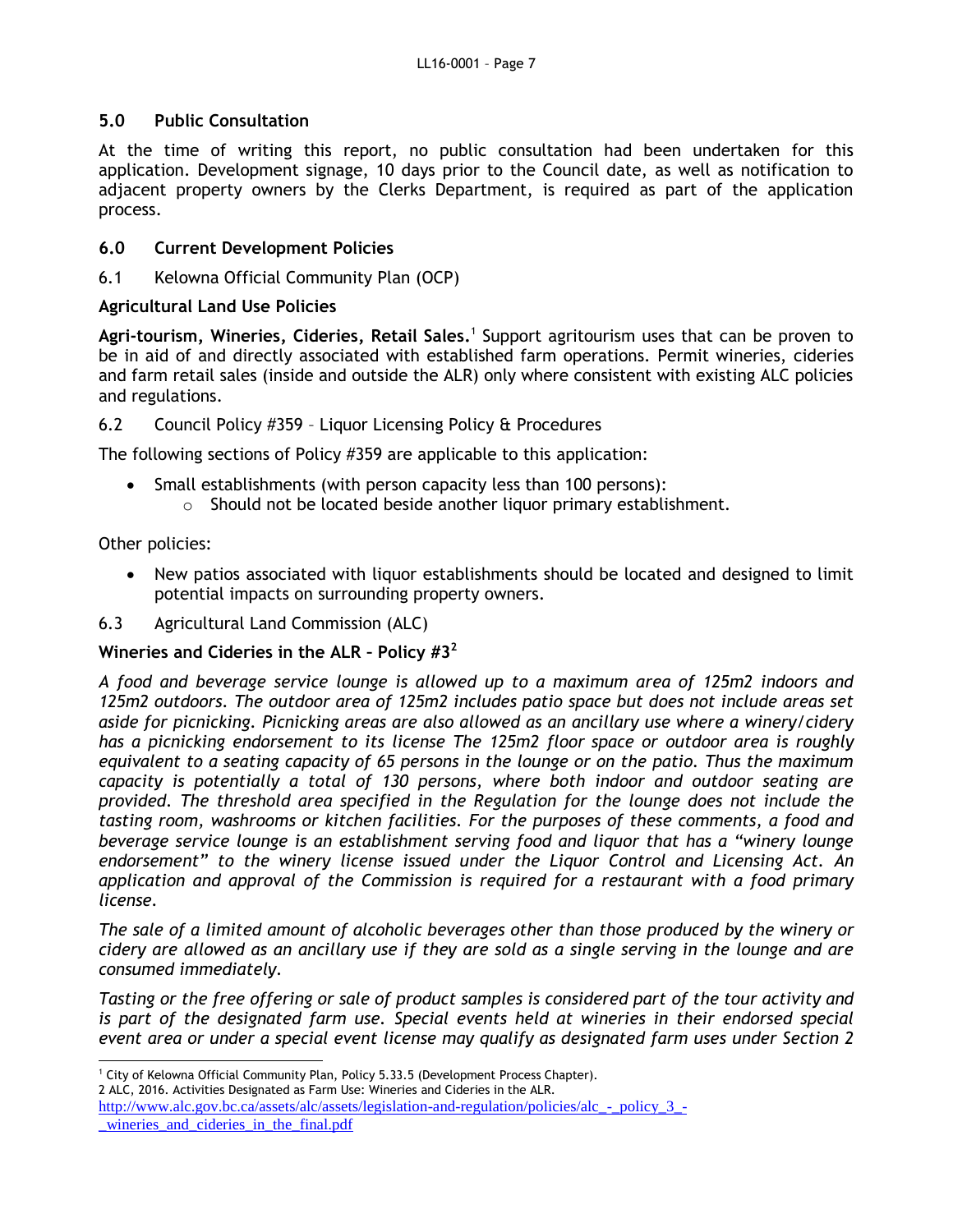## 5.0 Public Consultation

At the time of writing this report, no public consultation had been undertaken for this application. Development signage, 10 days prior to the Council date, as well as notification to adjacent property owners by the Clerks Department, is required as part of the application process.

## 6.0 Current Development Policies

6.1 Kelowna Official Community Plan (OCP)

### Agricultural Land Use Policies

**Agri-tourism, Wineries, Cideries, Retail Sales.**[1] Support agritourism uses that can be proven to be in aid of and directly associated with established farm operations. Permit wineries, cideries and farm retail sales (inside and outside the ALR) only where consistent with existing ALC policies and regulations.

6.2 Council Policy #359 – Liquor Licensing Policy & Procedures

The following sections of Policy #359 are applicable to this application:

- Small establishments (with person capacity less than 100 persons):
  - Should not be located beside another liquor primary establishment.

Other policies:

- New patios associated with liquor establishments should be located and designed to limit potential impacts on surrounding property owners.

6.3 Agricultural Land Commission (ALC)

### Wineries and Cideries in the ALR – Policy #3[2]

*A food and beverage service lounge is allowed up to a maximum area of 125m2 indoors and 125m2 outdoors. The outdoor area of 125m2 includes patio space but does not include areas set aside for picnicking. Picnicking areas are also allowed as an ancillary use where a winery/cidery has a picnicking endorsement to its license The 125m2 floor space or outdoor area is roughly equivalent to a seating capacity of 65 persons in the lounge or on the patio. Thus the maximum capacity is potentially a total of 130 persons, where both indoor and outdoor seating are provided. The threshold area specified in the Regulation for the lounge does not include the tasting room, washrooms or kitchen facilities. For the purposes of these comments, a food and beverage service lounge is an establishment serving food and liquor that has a "winery lounge endorsement" to the winery license issued under the Liquor Control and Licensing Act. An application and approval of the Commission is required for a restaurant with a food primary license.*

*The sale of a limited amount of alcoholic beverages other than those produced by the winery or cidery are allowed as an ancillary use if they are sold as a single serving in the lounge and are consumed immediately.*

*Tasting or the free offering or sale of product samples is considered part of the tour activity and is part of the designated farm use. Special events held at wineries in their endorsed special event area or under a special event license may qualify as designated farm uses under Section 2*

---

[1] City of Kelowna Official Community Plan, Policy 5.33.5 (Development Process Chapter).

[2] ALC, 2016. Activities Designated as Farm Use: Wineries and Cideries in the ALR. http://www.alc.gov.bc.ca/assets/alc/assets/legislation-and-regulation/policies/alc_-_policy_3_-_wineries_and_cideries_in_the_final.pdf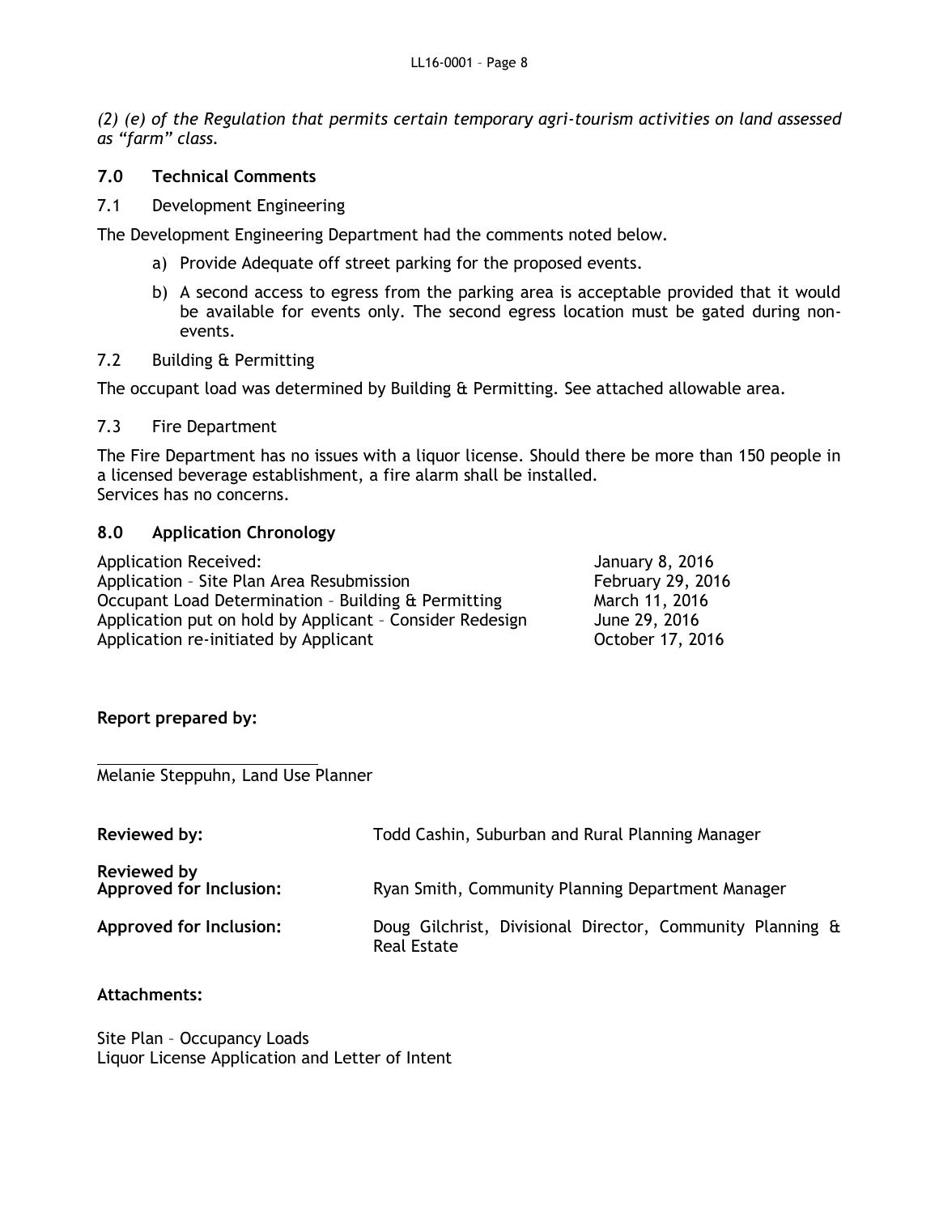*(2) (e) of the Regulation that permits certain temporary agri-tourism activities on land assessed as "farm" class.*

## 7.0 Technical Comments

7.1 Development Engineering

The Development Engineering Department had the comments noted below.

a) Provide Adequate off street parking for the proposed events.

b) A second access to egress from the parking area is acceptable provided that it would be available for events only. The second egress location must be gated during non-events.

7.2 Building & Permitting

The occupant load was determined by Building & Permitting. See attached allowable area.

7.3 Fire Department

The Fire Department has no issues with a liquor license. Should there be more than 150 people in a licensed beverage establishment, a fire alarm shall be installed.
Services has no concerns.

## 8.0 Application Chronology

| | |
|---|---|
| Application Received: | January 8, 2016 |
| Application – Site Plan Area Resubmission | February 29, 2016 |
| Occupant Load Determination – Building & Permitting | March 11, 2016 |
| Application put on hold by Applicant – Consider Redesign | June 29, 2016 |
| Application re-initiated by Applicant | October 17, 2016 |

**Report prepared by:**

Melanie Steppuhn, Land Use Planner

| | |
|---|---|
| **Reviewed by:** | Todd Cashin, Suburban and Rural Planning Manager |
| **Reviewed by Approved for Inclusion:** | Ryan Smith, Community Planning Department Manager |
| **Approved for Inclusion:** | Doug Gilchrist, Divisional Director, Community Planning & Real Estate |

**Attachments:**

Site Plan – Occupancy Loads
Liquor License Application and Letter of Intent